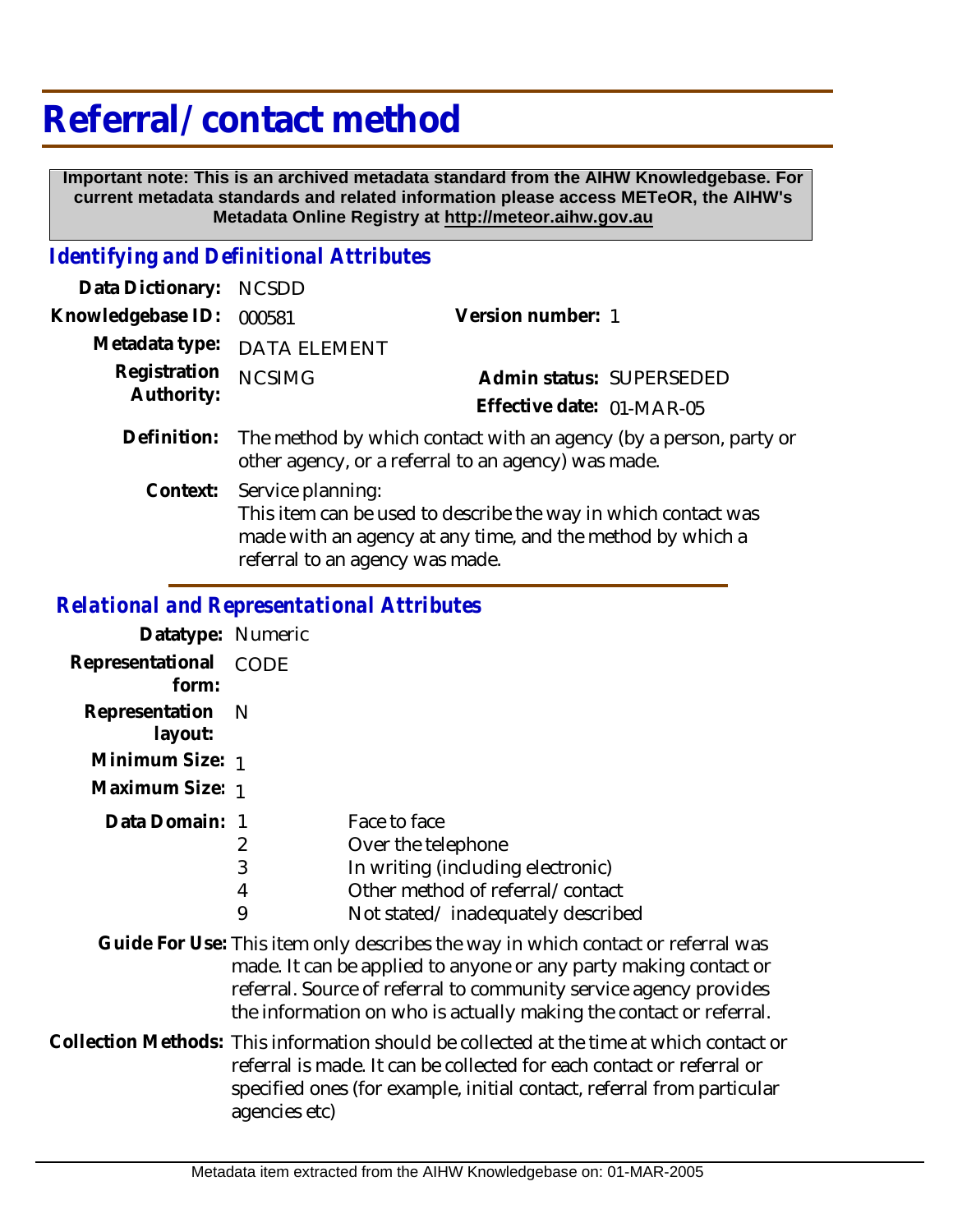# Referral/contact method

**Important note: This is an archived metadata standard from the AIHW Knowledgebase. For current metadata standards and related information please access METeOR, the AIHW's Metadata Online Registry at http://meteor.aihw.gov.au**

## *Identifying and Definitional Attributes*

| | | | |
|---|---|---|---|
| **Data Dictionary:** | NCSDD | | |
| **Knowledgebase ID:** | 000581 | **Version number:** | 1 |
| **Metadata type:** | DATA ELEMENT | | |
| **Registration Authority:** | NCSIMG | **Admin status:** | SUPERSEDED |
| | | **Effective date:** | 01-MAR-05 |

**Definition:** The method by which contact with an agency (by a person, party or other agency, or a referral to an agency) was made.

**Context:** Service planning:
This item can be used to describe the way in which contact was made with an agency at any time, and the method by which a referral to an agency was made.

## *Relational and Representational Attributes*

**Datatype:** Numeric

**Representational form:** CODE

**Representation layout:** N

**Minimum Size:** 1

**Maximum Size:** 1

**Data Domain:**

| | |
|---|---|
| 1 | Face to face |
| 2 | Over the telephone |
| 3 | In writing (including electronic) |
| 4 | Other method of referral/contact |
| 9 | Not stated/ inadequately described |

**Guide For Use:** This item only describes the way in which contact or referral was made. It can be applied to anyone or any party making contact or referral. Source of referral to community service agency provides the information on who is actually making the contact or referral.

**Collection Methods:** This information should be collected at the time at which contact or referral is made. It can be collected for each contact or referral or specified ones (for example, initial contact, referral from particular agencies etc)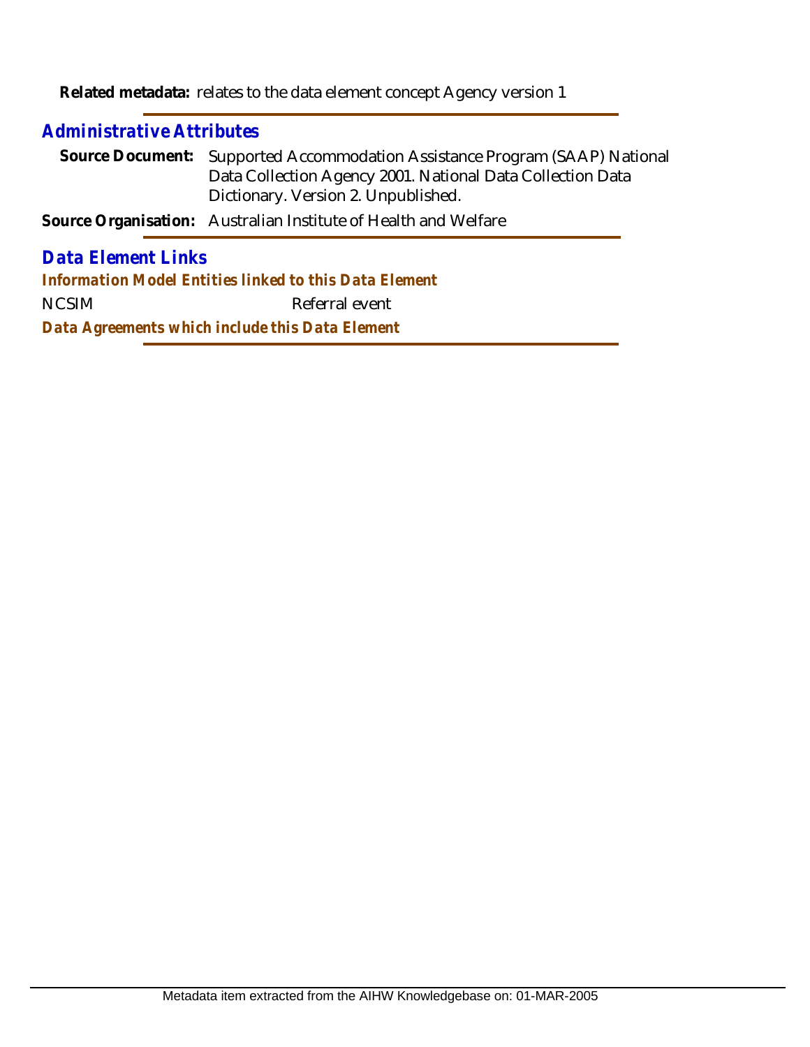**Related metadata:** relates to the data element concept Agency version 1

## Administrative Attributes

**Source Document:** Supported Accommodation Assistance Program (SAAP) National Data Collection Agency 2001. National Data Collection Data Dictionary. Version 2. Unpublished.

**Source Organisation:** Australian Institute of Health and Welfare

## Data Element Links

***Information Model Entities linked to this Data Element***

| | |
|---|---|
| NCSIM | Referral event |

***Data Agreements which include this Data Element***

Metadata item extracted from the AIHW Knowledgebase on: 01-MAR-2005